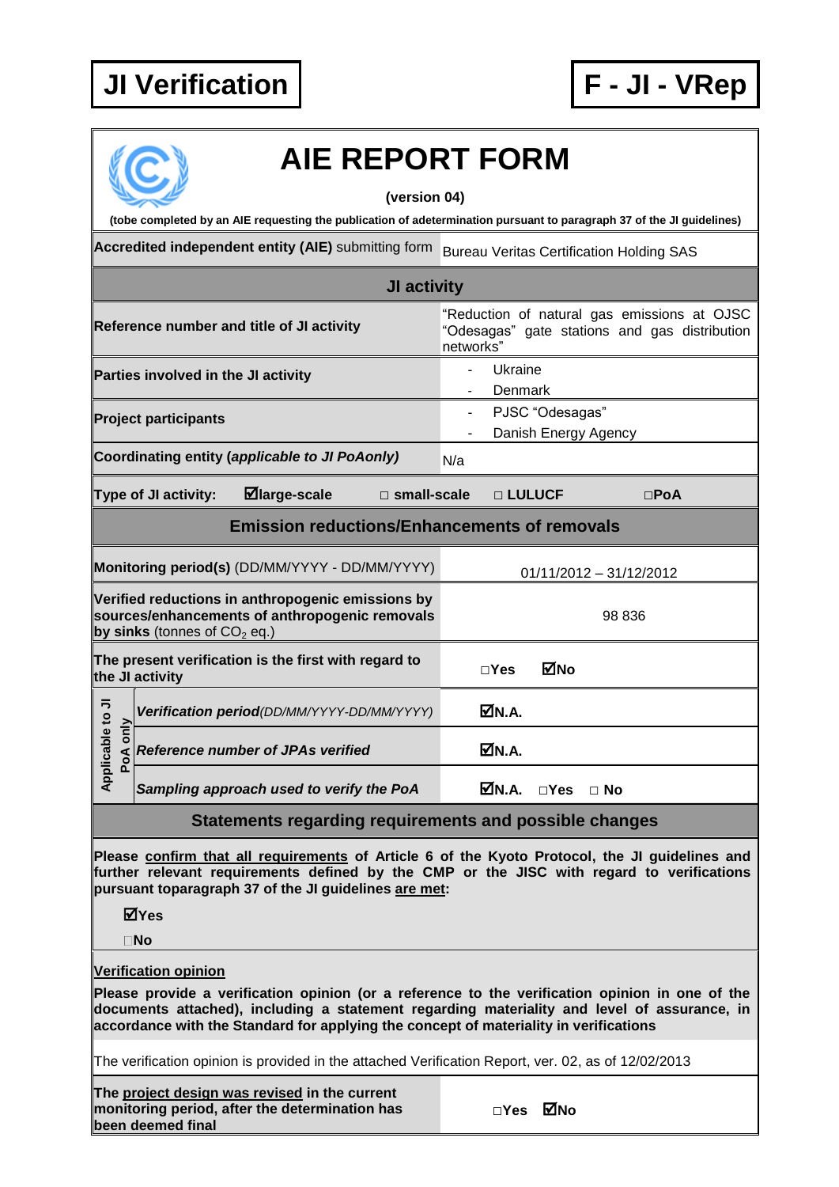**JI Verification** | **F - JI - VRep**

# AIE REPORT FORM

**(version 04)**

**(tobe completed by an AIE requesting the publication of adetermination pursuant to paragraph 37 of the JI guidelines)**

| **Accredited independent entity (AIE)** submitting form | Bureau Veritas Certification Holding SAS |
|---|---|
| **JI activity** | |
| **Reference number and title of JI activity** | "Reduction of natural gas emissions at OJSC "Odesagas" gate stations and gas distribution networks" |
| **Parties involved in the JI activity** | - Ukraine<br>- Denmark |
| **Project participants** | - PJSC "Odesagas"<br>- Danish Energy Agency |
| **Coordinating entity (*applicable to JI PoAonly*)** | N/a |
| **Type of JI activity:** ☑**large-scale** □ **small-scale** □ **LULUCF** □**PoA** | |
| **Emission reductions/Enhancements of removals** | |
| **Monitoring period(s)** (DD/MM/YYYY - DD/MM/YYYY) | 01/11/2012 – 31/12/2012 |
| **Verified reductions in anthropogenic emissions by sources/enhancements of anthropogenic removals by sinks** (tonnes of $CO_2$ eq.) | 98 836 |
| **The present verification is the first with regard to the JI activity** | □**Yes** ☑**No** |
| **Applicable to JI PoA only:** ***Verification period****(DD/MM/YYYY-DD/MM/YYYY)* | ☑**N.A.** |
| **Applicable to JI PoA only:** ***Reference number of JPAs verified*** | ☑**N.A.** |
| **Applicable to JI PoA only:** ***Sampling approach used to verify the PoA*** | ☑**N.A.** □**Yes** □ **No** |

## Statements regarding requirements and possible changes

**Please confirm that all requirements of Article 6 of the Kyoto Protocol, the JI guidelines and further relevant requirements defined by the CMP or the JISC with regard to verifications pursuant toparagraph 37 of the JI guidelines are met:**

☑**Yes**

□**No**

**Verification opinion**

**Please provide a verification opinion (or a reference to the verification opinion in one of the documents attached), including a statement regarding materiality and level of assurance, in accordance with the Standard for applying the concept of materiality in verifications**

The verification opinion is provided in the attached Verification Report, ver. 02, as of 12/02/2013

| **The project design was revised in the current monitoring period, after the determination has been deemed final** | □**Yes** ☑**No** |
|---|---|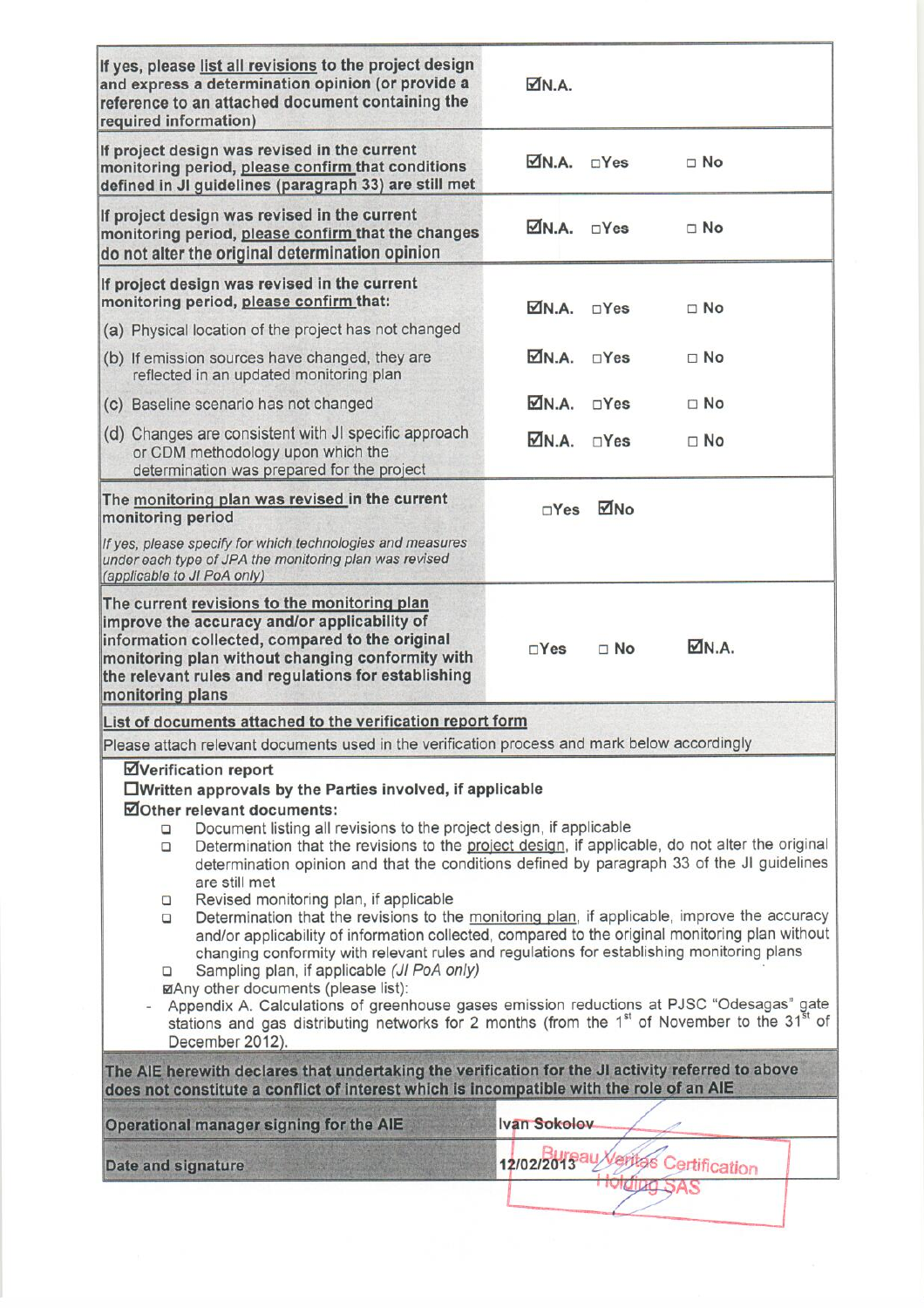| | |
|---|---|
| If yes, please list all revisions to the project design and express a determination opinion (or provide a reference to an attached document containing the required information) | ☑N.A. |
| If project design was revised in the current monitoring period, please confirm that conditions defined in JI guidelines (paragraph 33) are still met | ☑N.A. ☐Yes ☐ No |
| If project design was revised in the current monitoring period, please confirm that the changes do not alter the original determination opinion | ☑N.A. ☐Yes ☐ No |
| If project design was revised in the current monitoring period, please confirm that: (a) Physical location of the project has not changed | ☑N.A. ☐Yes ☐ No |
| (b) If emission sources have changed, they are reflected in an updated monitoring plan | ☑N.A. ☐Yes ☐ No |
| (c) Baseline scenario has not changed | ☑N.A. ☐Yes ☐ No |
| (d) Changes are consistent with JI specific approach or CDM methodology upon which the determination was prepared for the project | ☑N.A. ☐Yes ☐ No |
| The monitoring plan was revised in the current monitoring period<br>*If yes, please specify for which technologies and measures under each type of JPA the monitoring plan was revised (applicable to JI PoA only)* | ☐Yes ☑No |
| The current revisions to the monitoring plan improve the accuracy and/or applicability of information collected, compared to the original monitoring plan without changing conformity with the relevant rules and regulations for establishing monitoring plans | ☐Yes ☐ No ☑N.A. |

**List of documents attached to the verification report form**

Please attach relevant documents used in the verification process and mark below accordingly

☑**Verification report**

☐**Written approvals by the Parties involved, if applicable**

☑**Other relevant documents:**

- ☐ Document listing all revisions to the project design, if applicable
- ☐ Determination that the revisions to the project design, if applicable, do not alter the original determination opinion and that the conditions defined by paragraph 33 of the JI guidelines are still met
- ☐ Revised monitoring plan, if applicable
- ☐ Determination that the revisions to the monitoring plan, if applicable, improve the accuracy and/or applicability of information collected, compared to the original monitoring plan without changing conformity with relevant rules and regulations for establishing monitoring plans
- ☐ Sampling plan, if applicable *(JI PoA only)*

☑Any other documents (please list):

- Appendix A. Calculations of greenhouse gases emission reductions at PJSC "Odesagas" gate stations and gas distributing networks for 2 months (from the 1st of November to the 31st of December 2012).

**The AIE herewith declares that undertaking the verification for the JI activity referred to above does not constitute a conflict of interest which is incompatible with the role of an AIE**

| | |
|---|---|
| **Operational manager signing for the AIE** | Ivan Sokolov |
| **Date and signature** | 12/02/2013 Bureau Veritas Certification Holding SAS |